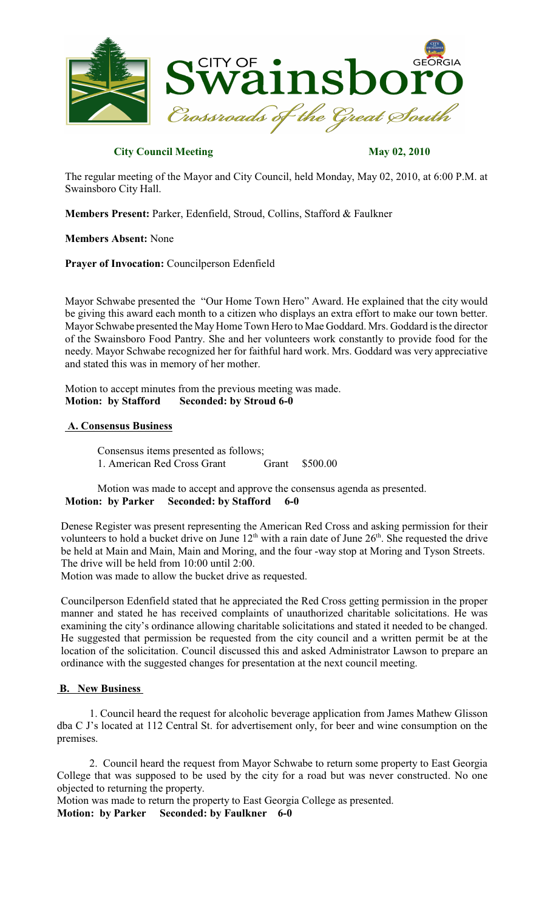# City of Swainsboro
*Crossroads of the Great South*

**City Council Meeting** **May 02, 2010**

The regular meeting of the Mayor and City Council, held Monday, May 02, 2010, at 6:00 P.M. at Swainsboro City Hall.

**Members Present:** Parker, Edenfield, Stroud, Collins, Stafford & Faulkner

**Members Absent:** None

**Prayer of Invocation:** Councilperson Edenfield

Mayor Schwabe presented the "Our Home Town Hero" Award. He explained that the city would be giving this award each month to a citizen who displays an extra effort to make our town better. Mayor Schwabe presented the May Home Town Hero to Mae Goddard. Mrs. Goddard is the director of the Swainsboro Food Pantry. She and her volunteers work constantly to provide food for the needy. Mayor Schwabe recognized her for faithful hard work. Mrs. Goddard was very appreciative and stated this was in memory of her mother.

Motion to accept minutes from the previous meeting was made.
**Motion: by Stafford Seconded: by Stroud 6-0**

## A. Consensus Business

Consensus items presented as follows;
1. American Red Cross Grant Grant $500.00

Motion was made to accept and approve the consensus agenda as presented.
**Motion: by Parker Seconded: by Stafford 6-0**

Denese Register was present representing the American Red Cross and asking permission for their volunteers to hold a bucket drive on June 12th with a rain date of June 26th. She requested the drive be held at Main and Main, Main and Moring, and the four -way stop at Moring and Tyson Streets. The drive will be held from 10:00 until 2:00.
Motion was made to allow the bucket drive as requested.

Councilperson Edenfield stated that he appreciated the Red Cross getting permission in the proper manner and stated he has received complaints of unauthorized charitable solicitations. He was examining the city's ordinance allowing charitable solicitations and stated it needed to be changed. He suggested that permission be requested from the city council and a written permit be at the location of the solicitation. Council discussed this and asked Administrator Lawson to prepare an ordinance with the suggested changes for presentation at the next council meeting.

## B. New Business

1. Council heard the request for alcoholic beverage application from James Mathew Glisson dba C J's located at 112 Central St. for advertisement only, for beer and wine consumption on the premises.

2. Council heard the request from Mayor Schwabe to return some property to East Georgia College that was supposed to be used by the city for a road but was never constructed. No one objected to returning the property.
Motion was made to return the property to East Georgia College as presented.
**Motion: by Parker Seconded: by Faulkner 6-0**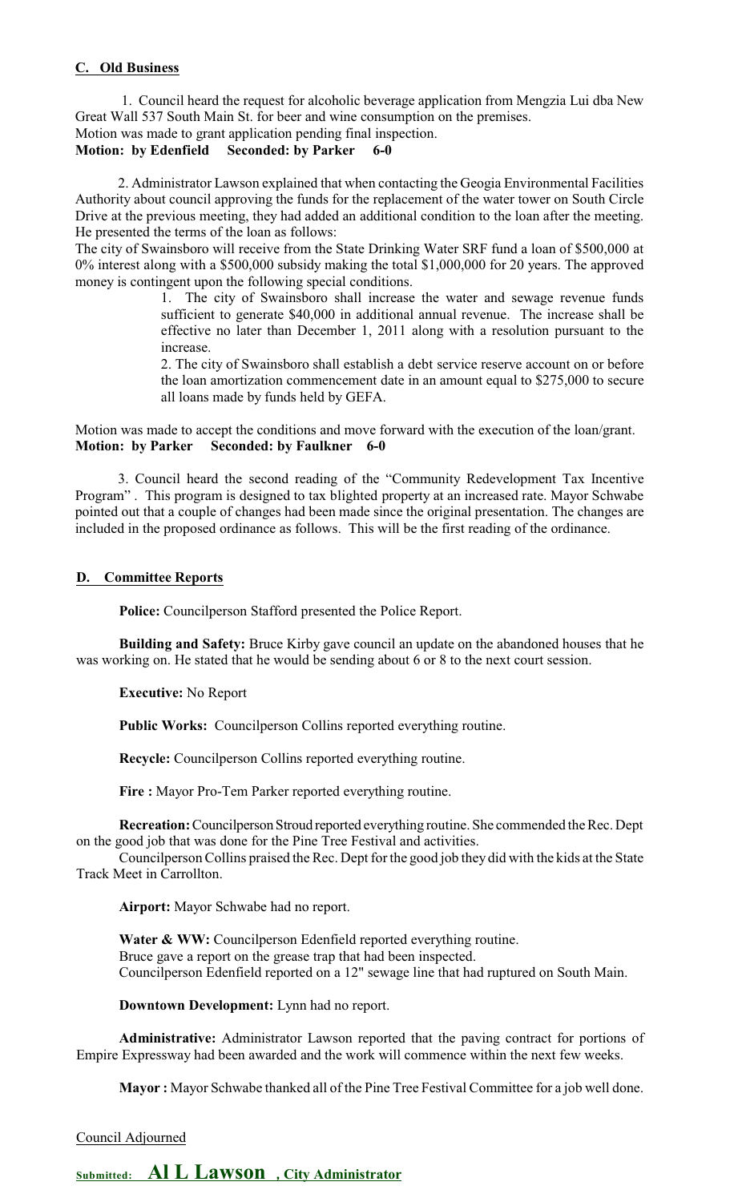## C. Old Business

1. Council heard the request for alcoholic beverage application from Mengzia Lui dba New Great Wall 537 South Main St. for beer and wine consumption on the premises.
Motion was made to grant application pending final inspection.
**Motion: by Edenfield Seconded: by Parker 6-0**

2. Administrator Lawson explained that when contacting the Geogia Environmental Facilities Authority about council approving the funds for the replacement of the water tower on South Circle Drive at the previous meeting, they had added an additional condition to the loan after the meeting. He presented the terms of the loan as follows:
The city of Swainsboro will receive from the State Drinking Water SRF fund a loan of $500,000 at 0% interest along with a $500,000 subsidy making the total $1,000,000 for 20 years. The approved money is contingent upon the following special conditions.

1. The city of Swainsboro shall increase the water and sewage revenue funds sufficient to generate $40,000 in additional annual revenue. The increase shall be effective no later than December 1, 2011 along with a resolution pursuant to the increase.
2. The city of Swainsboro shall establish a debt service reserve account on or before the loan amortization commencement date in an amount equal to $275,000 to secure all loans made by funds held by GEFA.

Motion was made to accept the conditions and move forward with the execution of the loan/grant.
**Motion: by Parker Seconded: by Faulkner 6-0**

3. Council heard the second reading of the "Community Redevelopment Tax Incentive Program" . This program is designed to tax blighted property at an increased rate. Mayor Schwabe pointed out that a couple of changes had been made since the original presentation. The changes are included in the proposed ordinance as follows. This will be the first reading of the ordinance.

## D. Committee Reports

**Police:** Councilperson Stafford presented the Police Report.

**Building and Safety:** Bruce Kirby gave council an update on the abandoned houses that he was working on. He stated that he would be sending about 6 or 8 to the next court session.

**Executive:** No Report

**Public Works:** Councilperson Collins reported everything routine.

**Recycle:** Councilperson Collins reported everything routine.

**Fire :** Mayor Pro-Tem Parker reported everything routine.

**Recreation:** Councilperson Stroud reported everything routine. She commended the Rec. Dept on the good job that was done for the Pine Tree Festival and activities.

Councilperson Collins praised the Rec. Dept for the good job they did with the kids at the State Track Meet in Carrollton.

**Airport:** Mayor Schwabe had no report.

**Water & WW:** Councilperson Edenfield reported everything routine.
Bruce gave a report on the grease trap that had been inspected.
Councilperson Edenfield reported on a 12" sewage line that had ruptured on South Main.

**Downtown Development:** Lynn had no report.

**Administrative:** Administrator Lawson reported that the paving contract for portions of Empire Expressway had been awarded and the work will commence within the next few weeks.

**Mayor :** Mayor Schwabe thanked all of the Pine Tree Festival Committee for a job well done.

Council Adjourned

**Submitted: Al L Lawson , City Administrator**